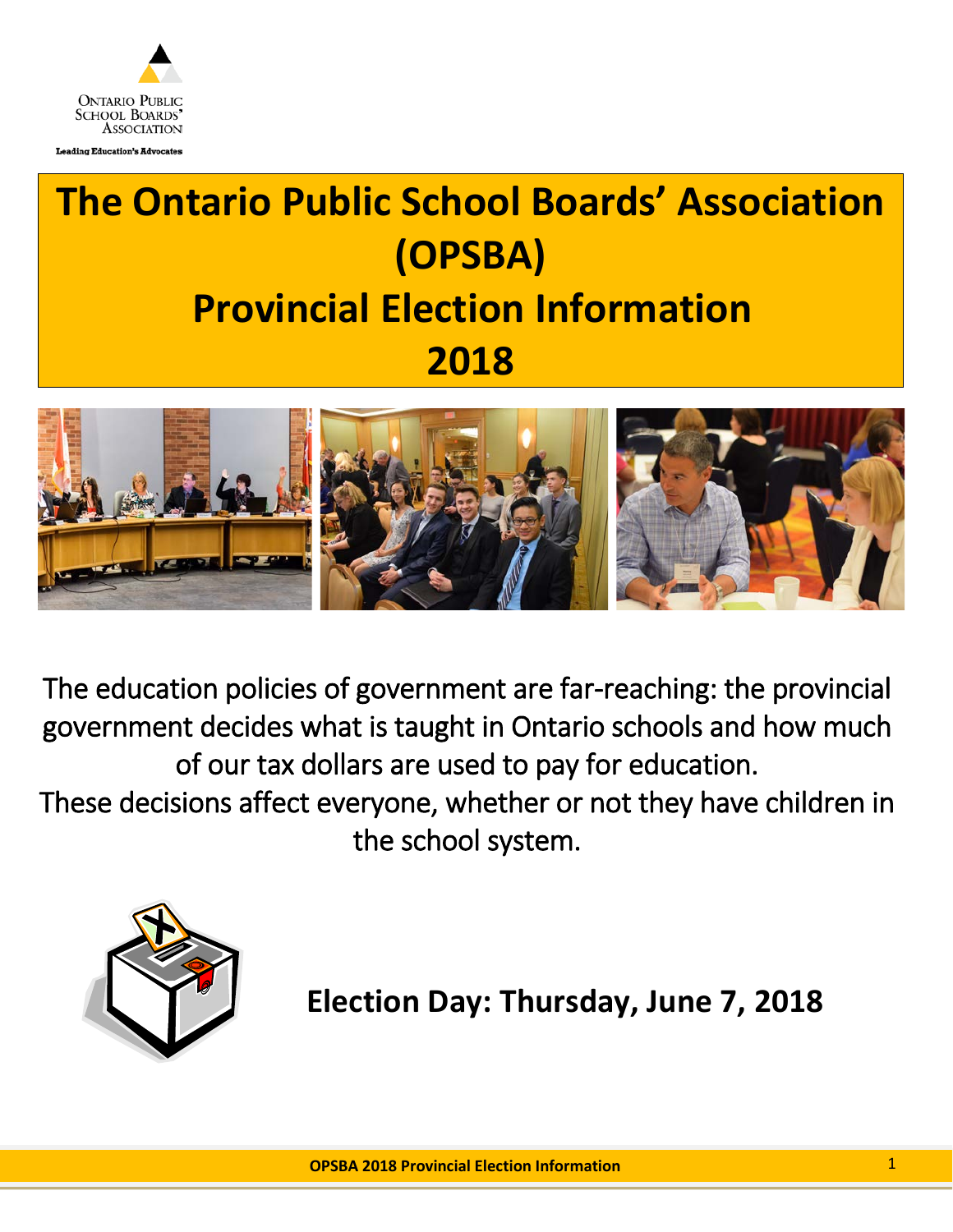Ontario Public School Boards' Association

Leading Education's Advocates

# The Ontario Public School Boards' Association (OPSBA) Provincial Election Information 2018

The education policies of government are far-reaching: the provincial government decides what is taught in Ontario schools and how much of our tax dollars are used to pay for education.

These decisions affect everyone, whether or not they have children in the school system.

**Election Day: Thursday, June 7, 2018**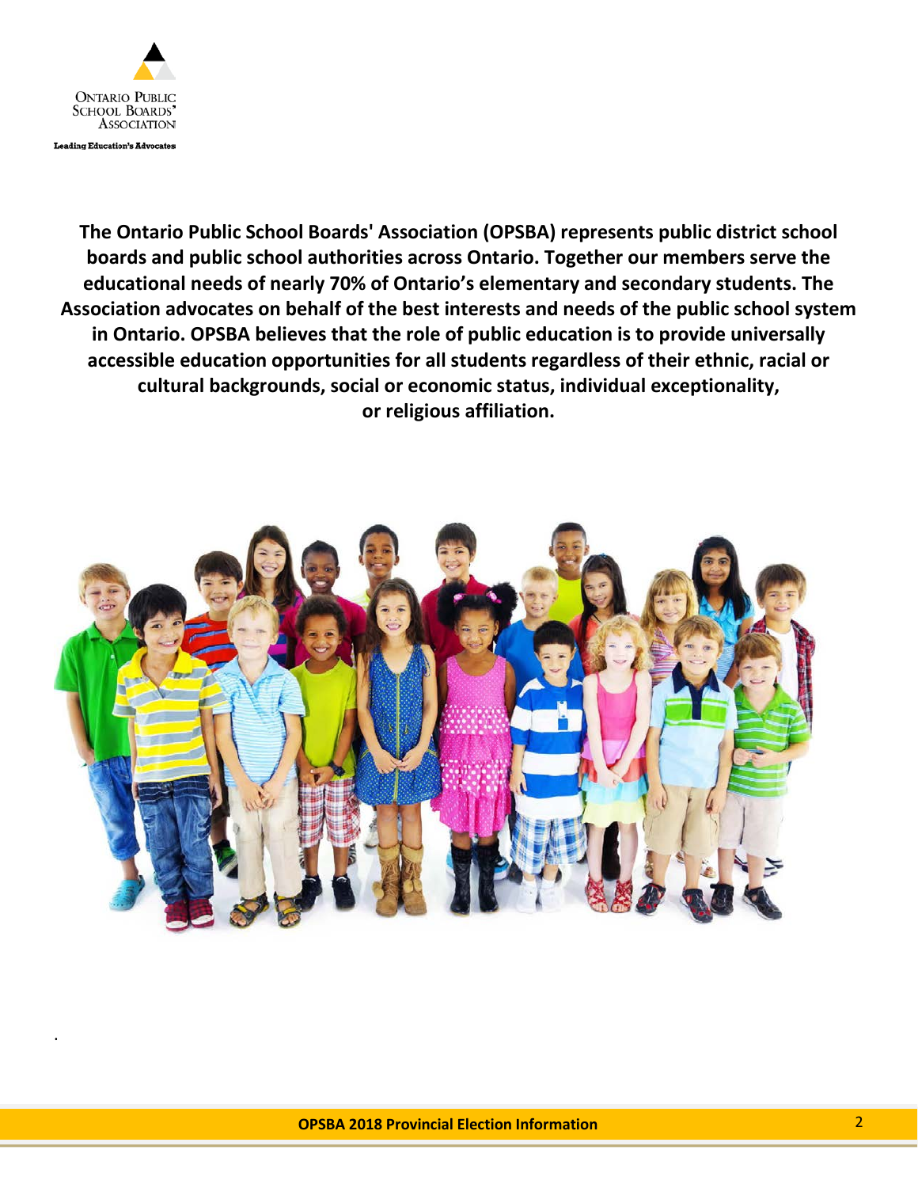Ontario Public School Boards' Association

Leading Education's Advocates

**The Ontario Public School Boards' Association (OPSBA) represents public district school boards and public school authorities across Ontario. Together our members serve the educational needs of nearly 70% of Ontario's elementary and secondary students. The Association advocates on behalf of the best interests and needs of the public school system in Ontario. OPSBA believes that the role of public education is to provide universally accessible education opportunities for all students regardless of their ethnic, racial or cultural backgrounds, social or economic status, individual exceptionality, or religious affiliation.**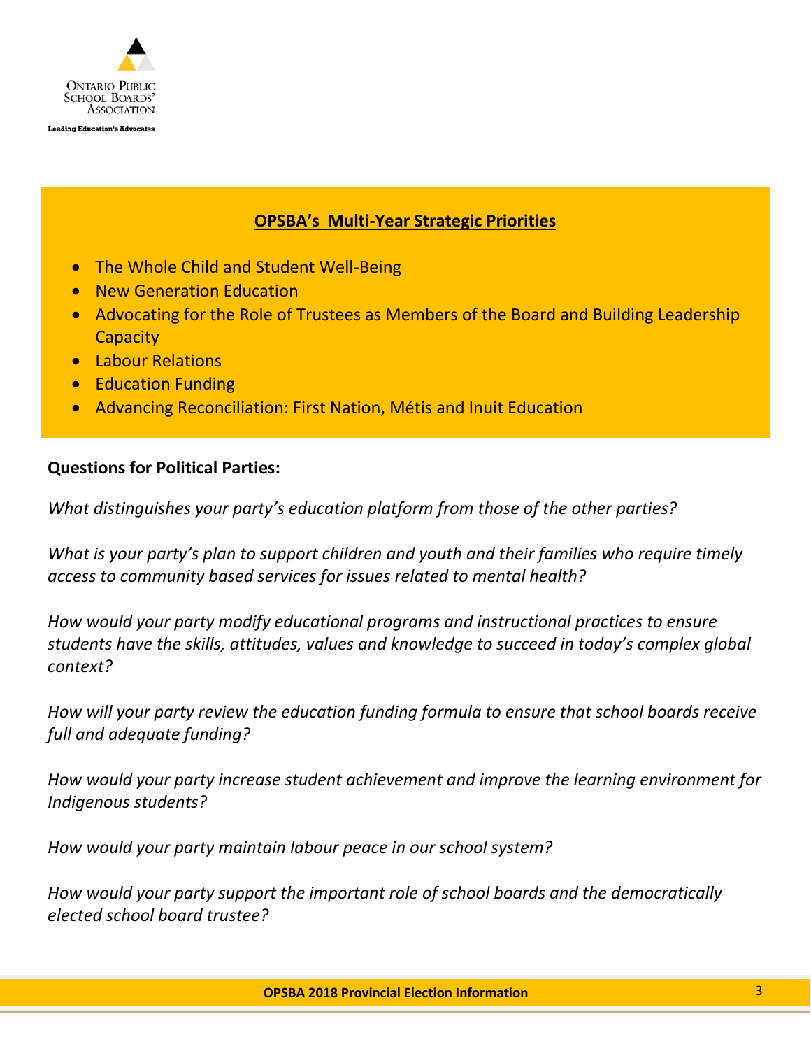Ontario Public School Boards' Association

Leading Education's Advocates

**OPSBA's Multi-Year Strategic Priorities**

- The Whole Child and Student Well-Being
- New Generation Education
- Advocating for the Role of Trustees as Members of the Board and Building Leadership Capacity
- Labour Relations
- Education Funding
- Advancing Reconciliation: First Nation, Métis and Inuit Education

**Questions for Political Parties:**

*What distinguishes your party's education platform from those of the other parties?*

*What is your party's plan to support children and youth and their families who require timely access to community based services for issues related to mental health?*

*How would your party modify educational programs and instructional practices to ensure students have the skills, attitudes, values and knowledge to succeed in today's complex global context?*

*How will your party review the education funding formula to ensure that school boards receive full and adequate funding?*

*How would your party increase student achievement and improve the learning environment for Indigenous students?*

*How would your party maintain labour peace in our school system?*

*How would your party support the important role of school boards and the democratically elected school board trustee?*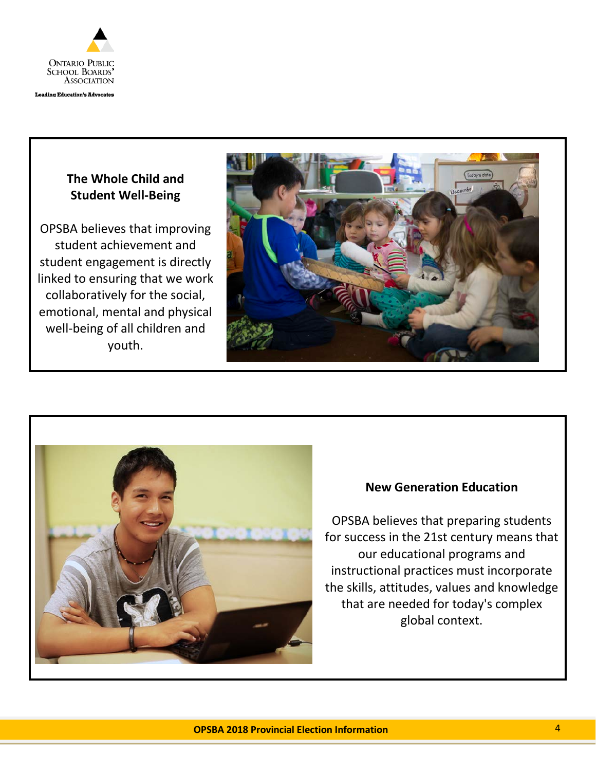## The Whole Child and Student Well-Being

OPSBA believes that improving student achievement and student engagement is directly linked to ensuring that we work collaboratively for the social, emotional, mental and physical well-being of all children and youth.

## New Generation Education

OPSBA believes that preparing students for success in the 21st century means that our educational programs and instructional practices must incorporate the skills, attitudes, values and knowledge that are needed for today's complex global context.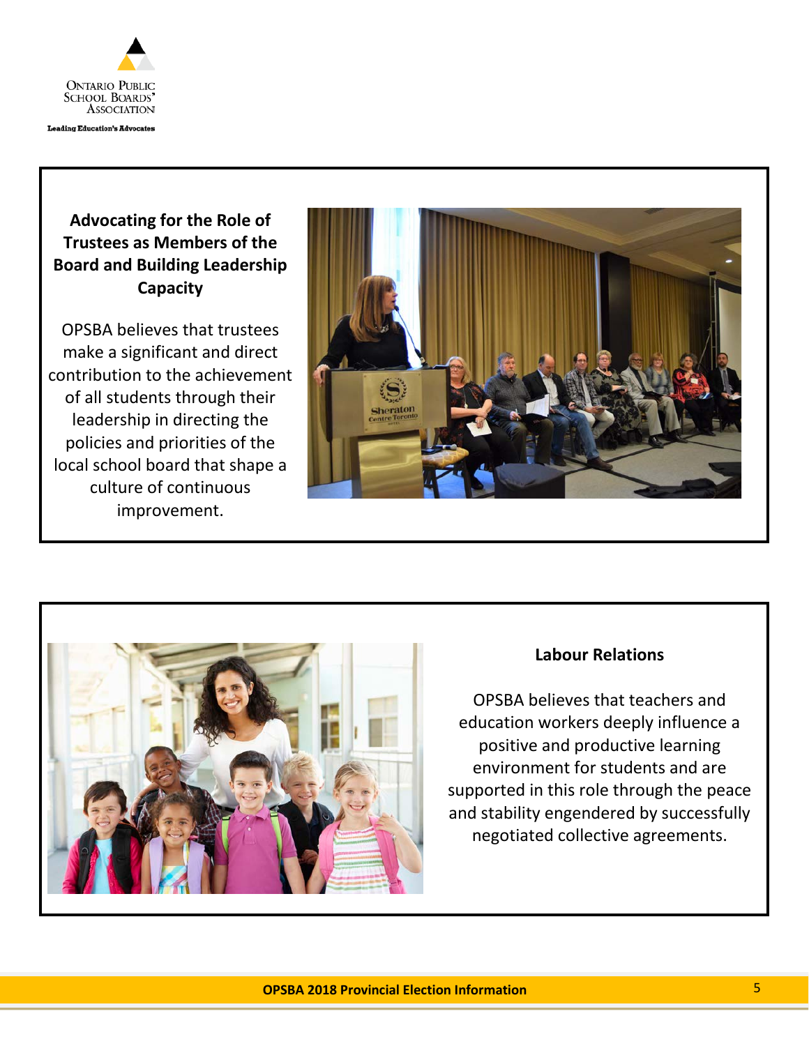## Advocating for the Role of Trustees as Members of the Board and Building Leadership Capacity

OPSBA believes that trustees make a significant and direct contribution to the achievement of all students through their leadership in directing the policies and priorities of the local school board that shape a culture of continuous improvement.

## Labour Relations

OPSBA believes that teachers and education workers deeply influence a positive and productive learning environment for students and are supported in this role through the peace and stability engendered by successfully negotiated collective agreements.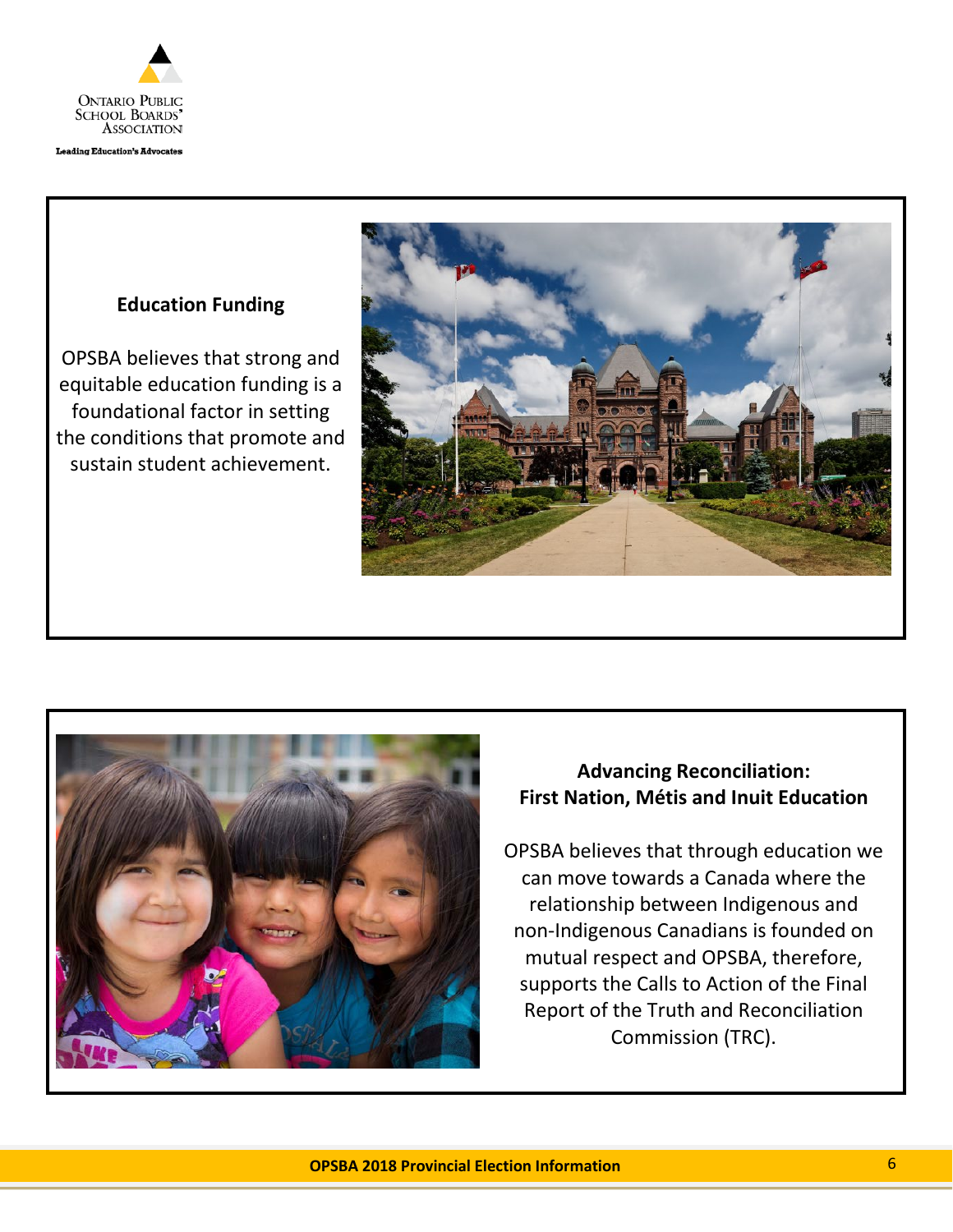## Education Funding

OPSBA believes that strong and equitable education funding is a foundational factor in setting the conditions that promote and sustain student achievement.

## Advancing Reconciliation: First Nation, Métis and Inuit Education

OPSBA believes that through education we can move towards a Canada where the relationship between Indigenous and non-Indigenous Canadians is founded on mutual respect and OPSBA, therefore, supports the Calls to Action of the Final Report of the Truth and Reconciliation Commission (TRC).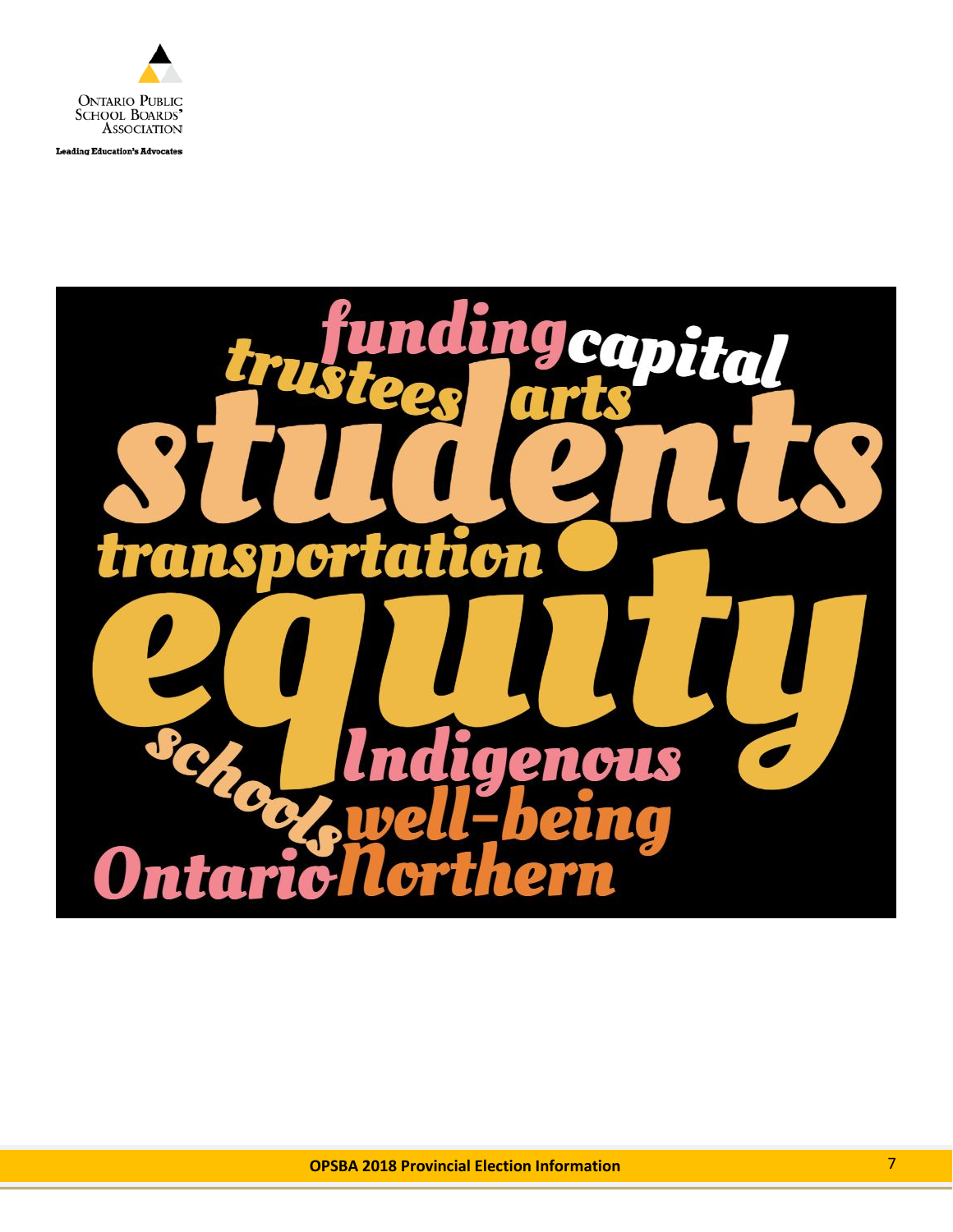funding
capital
trustees
arts
students
transportation
equity
schools
Indigenous
well-being
Ontario
Northern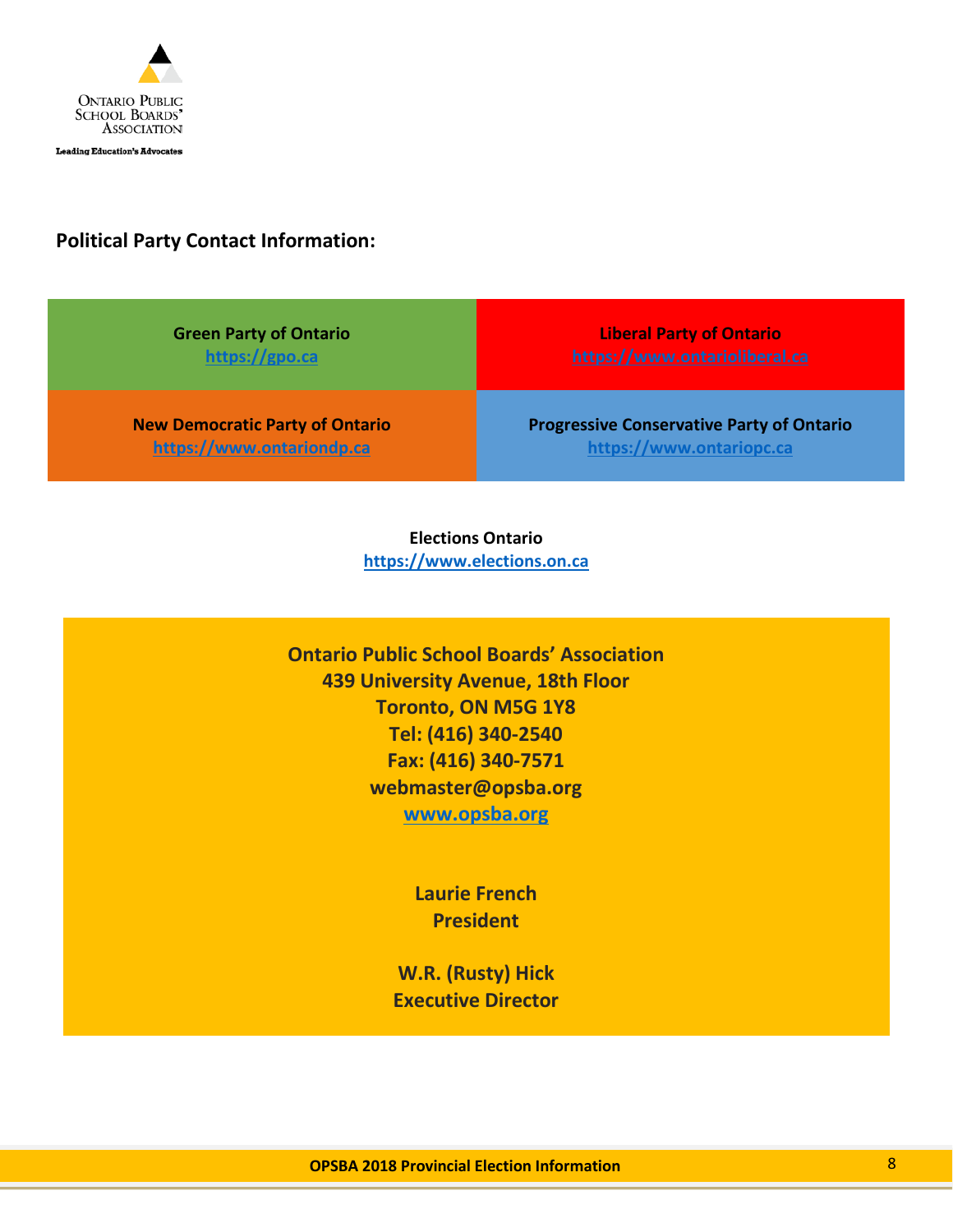Ontario Public School Boards' Association

Leading Education's Advocates

## Political Party Contact Information:

| | |
|---|---|
| **Green Party of Ontario**<br>**https://gpo.ca** | **Liberal Party of Ontario**<br>**https://www.ontarioliberal.ca** |
| **New Democratic Party of Ontario**<br>**https://www.ontariondp.ca** | **Progressive Conservative Party of Ontario**<br>**https://www.ontariopc.ca** |

**Elections Ontario**
**https://www.elections.on.ca**

**Ontario Public School Boards' Association**
**439 University Avenue, 18th Floor**
**Toronto, ON M5G 1Y8**
**Tel: (416) 340-2540**
**Fax: (416) 340-7571**
**webmaster@opsba.org**
**www.opsba.org**

**Laurie French**
**President**

**W.R. (Rusty) Hick**
**Executive Director**